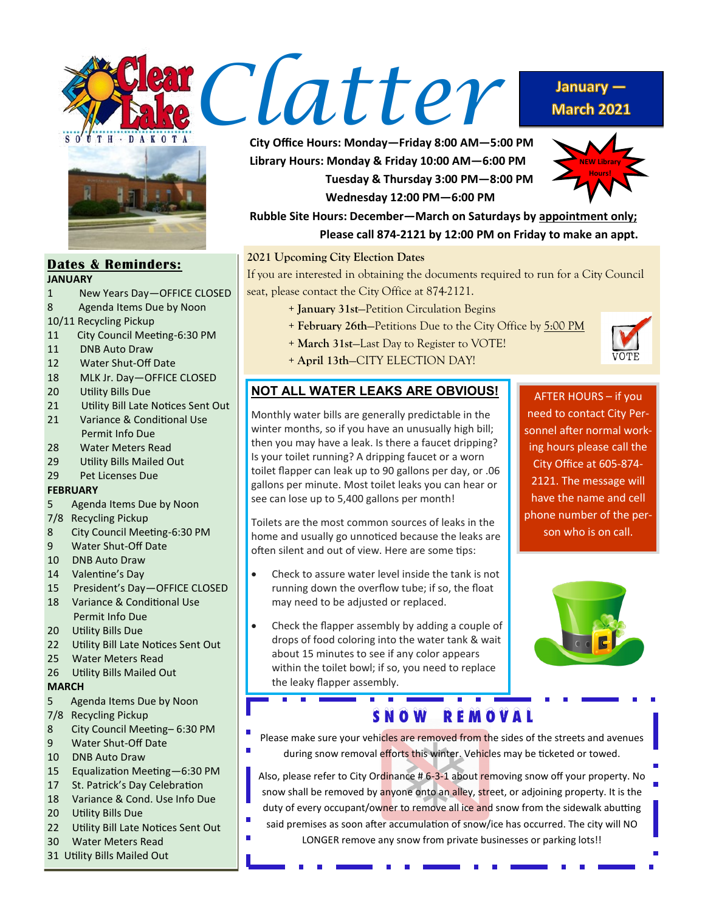# Clear Lake South Dakota Clatter

**January — March 2021**

**City Office Hours: Monday—Friday 8:00 AM—5:00 PM**

**Library Hours: Monday & Friday 10:00 AM—6:00 PM**

**Tuesday & Thursday 3:00 PM—8:00 PM**

**Wednesday 12:00 PM—6:00 PM**

NEW Library Hours!

**Rubble Site Hours: December—March on Saturdays by appointment only; Please call 874-2121 by 12:00 PM on Friday to make an appt.**

## Dates & Reminders:

**JANUARY**

- 1 New Years Day—OFFICE CLOSED
- 8 Agenda Items Due by Noon
- 10/11 Recycling Pickup
- 11 City Council Meeting-6:30 PM
- 11 DNB Auto Draw
- 12 Water Shut-Off Date
- 18 MLK Jr. Day—OFFICE CLOSED
- 20 Utility Bills Due
- 21 Utility Bill Late Notices Sent Out
- 21 Variance & Conditional Use Permit Info Due
- 28 Water Meters Read
- 29 Utility Bills Mailed Out
- 29 Pet Licenses Due

**FEBRUARY**

- 5 Agenda Items Due by Noon
- 7/8 Recycling Pickup
- 8 City Council Meeting-6:30 PM
- 9 Water Shut-Off Date
- 10 DNB Auto Draw
- 14 Valentine's Day
- 15 President's Day—OFFICE CLOSED
- 18 Variance & Conditional Use Permit Info Due
- 20 Utility Bills Due
- 22 Utility Bill Late Notices Sent Out
- 25 Water Meters Read
- 26 Utility Bills Mailed Out

**MARCH**

- 5 Agenda Items Due by Noon
- 7/8 Recycling Pickup
- 8 City Council Meeting– 6:30 PM
- 9 Water Shut-Off Date
- 10 DNB Auto Draw
- 15 Equalization Meeting—6:30 PM
- 17 St. Patrick's Day Celebration
- 18 Variance & Cond. Use Info Due
- 20 Utility Bills Due
- 22 Utility Bill Late Notices Sent Out
- 30 Water Meters Read
- 31 Utility Bills Mailed Out

## 2021 Upcoming City Election Dates

If you are interested in obtaining the documents required to run for a City Council seat, please contact the City Office at 874-2121.

+ **January 31st**—Petition Circulation Begins
+ **February 26th**—Petitions Due to the City Office by 5:00 PM
+ **March 31st**—Last Day to Register to VOTE!
+ **April 13th**—CITY ELECTION DAY!

## NOT ALL WATER LEAKS ARE OBVIOUS!

Monthly water bills are generally predictable in the winter months, so if you have an unusually high bill; then you may have a leak. Is there a faucet dripping? Is your toilet running? A dripping faucet or a worn toilet flapper can leak up to 90 gallons per day, or .06 gallons per minute. Most toilet leaks you can hear or see can lose up to 5,400 gallons per month!

Toilets are the most common sources of leaks in the home and usually go unnoticed because the leaks are often silent and out of view. Here are some tips:

- Check to assure water level inside the tank is not running down the overflow tube; if so, the float may need to be adjusted or replaced.
- Check the flapper assembly by adding a couple of drops of food coloring into the water tank & wait about 15 minutes to see if any color appears within the toilet bowl; if so, you need to replace the leaky flapper assembly.

AFTER HOURS – if you need to contact City Personnel after normal working hours please call the City Office at 605-874-2121. The message will have the name and cell phone number of the person who is on call.

## SNOW REMOVAL

Please make sure your vehicles are removed from the sides of the streets and avenues during snow removal efforts this winter. Vehicles may be ticketed or towed.

Also, please refer to City Ordinance # 6-3-1 about removing snow off your property. No snow shall be removed by anyone onto an alley, street, or adjoining property. It is the duty of every occupant/owner to remove all ice and snow from the sidewalk abutting said premises as soon after accumulation of snow/ice has occurred. The city will NO LONGER remove any snow from private businesses or parking lots!!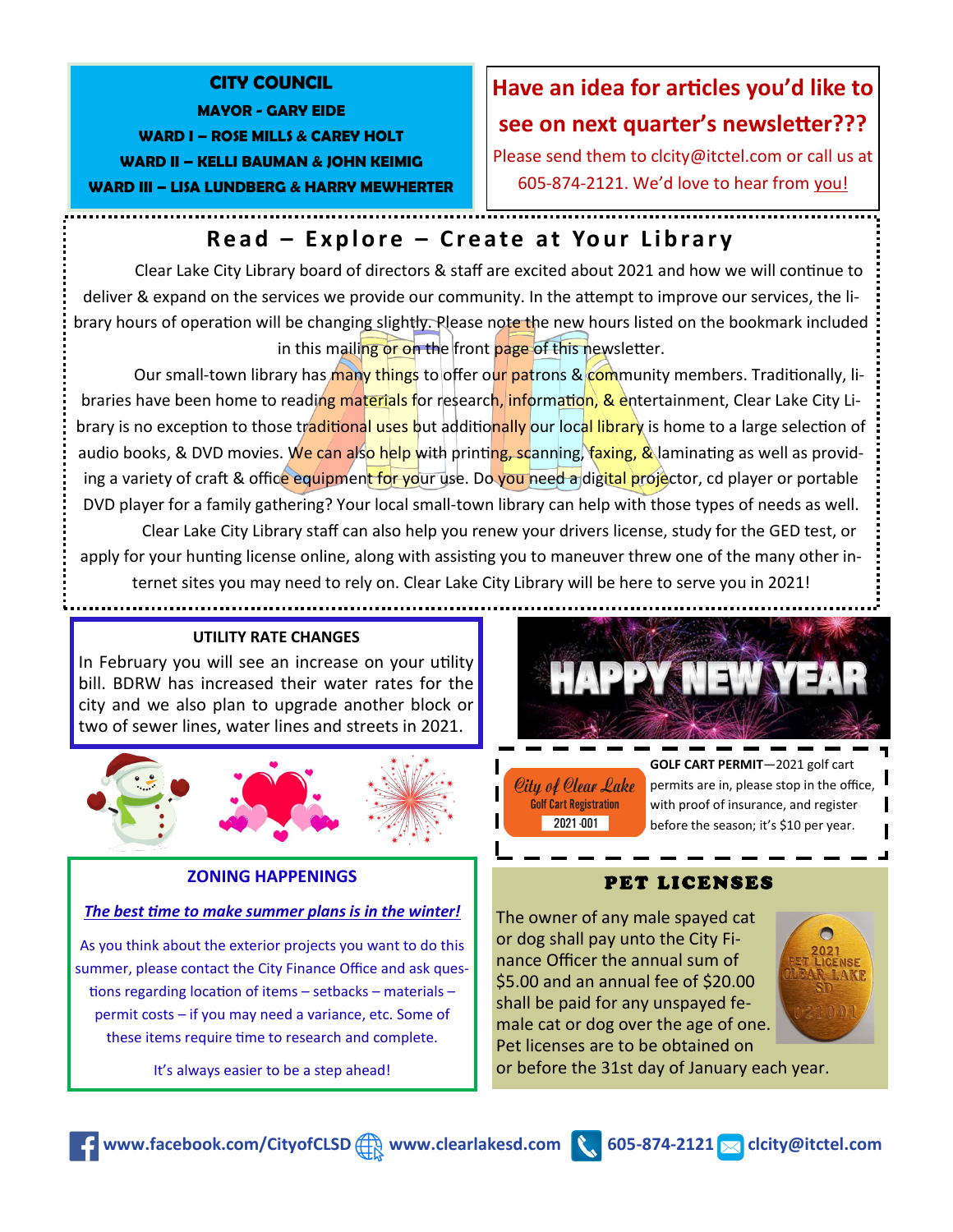**CITY COUNCIL**

**MAYOR - GARY EIDE**

**WARD I – ROSE MILLS & CAREY HOLT**

**WARD II – KELLI BAUMAN & JOHN KEIMIG**

**WARD III – LISA LUNDBERG & HARRY MEWHERTER**

## Have an idea for articles you'd like to see on next quarter's newsletter???

Please send them to clcity@itctel.com or call us at 605-874-2121. We'd love to hear from you!

## Read – Explore – Create at Your Library

Clear Lake City Library board of directors & staff are excited about 2021 and how we will continue to deliver & expand on the services we provide our community. In the attempt to improve our services, the library hours of operation will be changing slightly. Please note the new hours listed on the bookmark included in this mailing or on the front page of this newsletter.

Our small-town library has many things to offer our patrons & community members. Traditionally, libraries have been home to reading materials for research, information, & entertainment, Clear Lake City Library is no exception to those traditional uses but additionally our local library is home to a large selection of audio books, & DVD movies. We can also help with printing, scanning, faxing, & laminating as well as providing a variety of craft & office equipment for your use. Do you need a digital projector, cd player or portable DVD player for a family gathering? Your local small-town library can help with those types of needs as well.

Clear Lake City Library staff can also help you renew your drivers license, study for the GED test, or apply for your hunting license online, along with assisting you to maneuver threw one of the many other internet sites you may need to rely on. Clear Lake City Library will be here to serve you in 2021!

### UTILITY RATE CHANGES

In February you will see an increase on your utility bill. BDRW has increased their water rates for the city and we also plan to upgrade another block or two of sewer lines, water lines and streets in 2021.

HAPPY NEW YEAR

City of Clear Lake
Golf Cart Registration
2021-001

**GOLF CART PERMIT**—2021 golf cart permits are in, please stop in the office, with proof of insurance, and register before the season; it's $10 per year.

### ZONING HAPPENINGS

***The best time to make summer plans is in the winter!***

As you think about the exterior projects you want to do this summer, please contact the City Finance Office and ask questions regarding location of items – setbacks – materials – permit costs – if you may need a variance, etc. Some of these items require time to research and complete.

It's always easier to be a step ahead!

### PET LICENSES

The owner of any male spayed cat or dog shall pay unto the City Finance Officer the annual sum of $5.00 and an annual fee of $20.00 shall be paid for any unspayed female cat or dog over the age of one. Pet licenses are to be obtained on or before the 31st day of January each year.

2021 PET LICENSE CLEAR LAKE SD 021001

www.facebook.com/CityofCLSD www.clearlakesd.com 605-874-2121 clcity@itctel.com